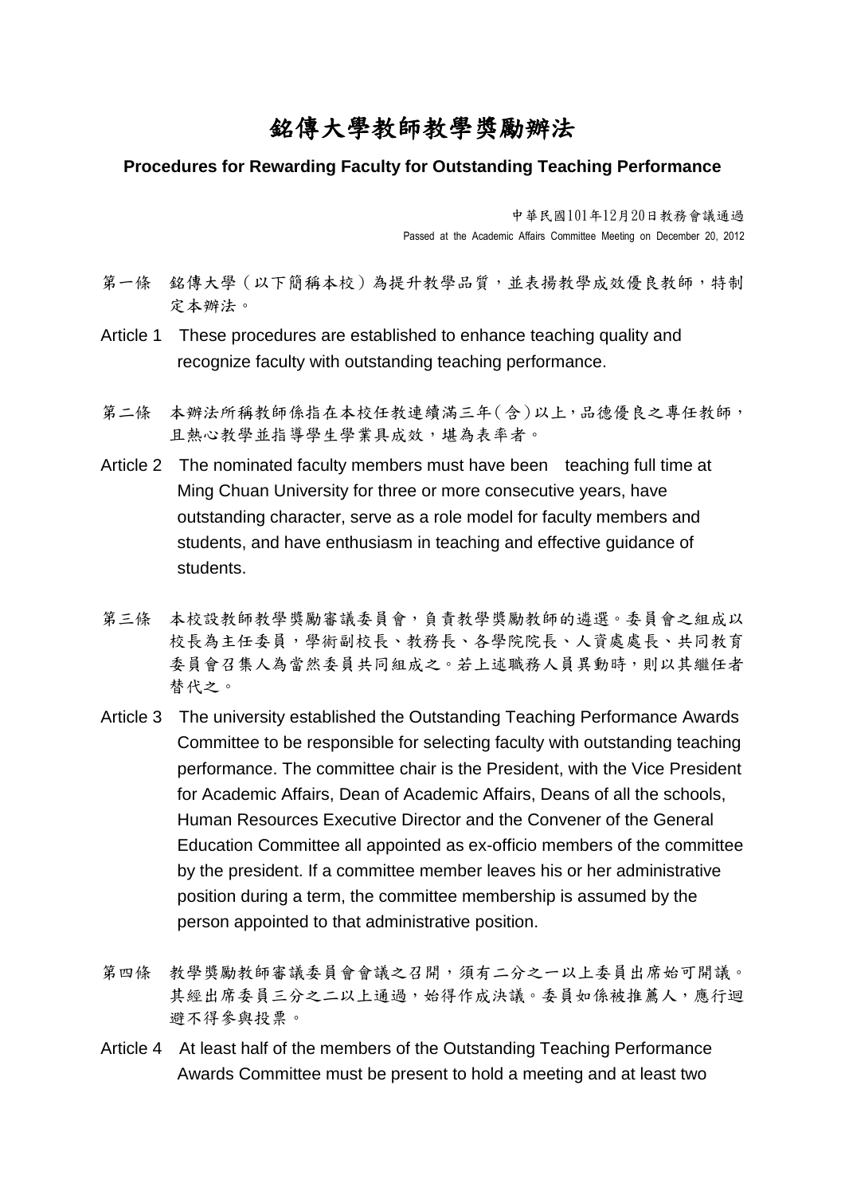# 銘傳大學教師教學獎勵辦法

**Procedures for Rewarding Faculty for Outstanding Teaching Performance**

中華民國101年12月20日教務會議通過

Passed at the Academic Affairs Committee Meeting on December 20, 2012

第一條　銘傳大學（以下簡稱本校）為提升教學品質，並表揚教學成效優良教師，特制定本辦法。

Article 1　These procedures are established to enhance teaching quality and recognize faculty with outstanding teaching performance.

第二條　本辦法所稱教師係指在本校任教連續滿三年(含)以上，品德優良之專任教師，且熱心教學並指導學生學業具成效，堪為表率者。

Article 2　The nominated faculty members must have been　teaching full time at Ming Chuan University for three or more consecutive years, have outstanding character, serve as a role model for faculty members and students, and have enthusiasm in teaching and effective guidance of students.

第三條　本校設教師教學獎勵審議委員會，負責教學獎勵教師的遴選。委員會之組成以校長為主任委員，學術副校長、教務長、各學院院長、人資處處長、共同教育委員會召集人為當然委員共同組成之。若上述職務人員異動時，則以其繼任者替代之。

Article 3　The university established the Outstanding Teaching Performance Awards Committee to be responsible for selecting faculty with outstanding teaching performance. The committee chair is the President, with the Vice President for Academic Affairs, Dean of Academic Affairs, Deans of all the schools, Human Resources Executive Director and the Convener of the General Education Committee all appointed as ex-officio members of the committee by the president. If a committee member leaves his or her administrative position during a term, the committee membership is assumed by the person appointed to that administrative position.

第四條　教學獎勵教師審議委員會會議之召開，須有二分之一以上委員出席始可開議。其經出席委員三分之二以上通過，始得作成決議。委員如係被推薦人，應行迴避不得參與投票。

Article 4　At least half of the members of the Outstanding Teaching Performance Awards Committee must be present to hold a meeting and at least two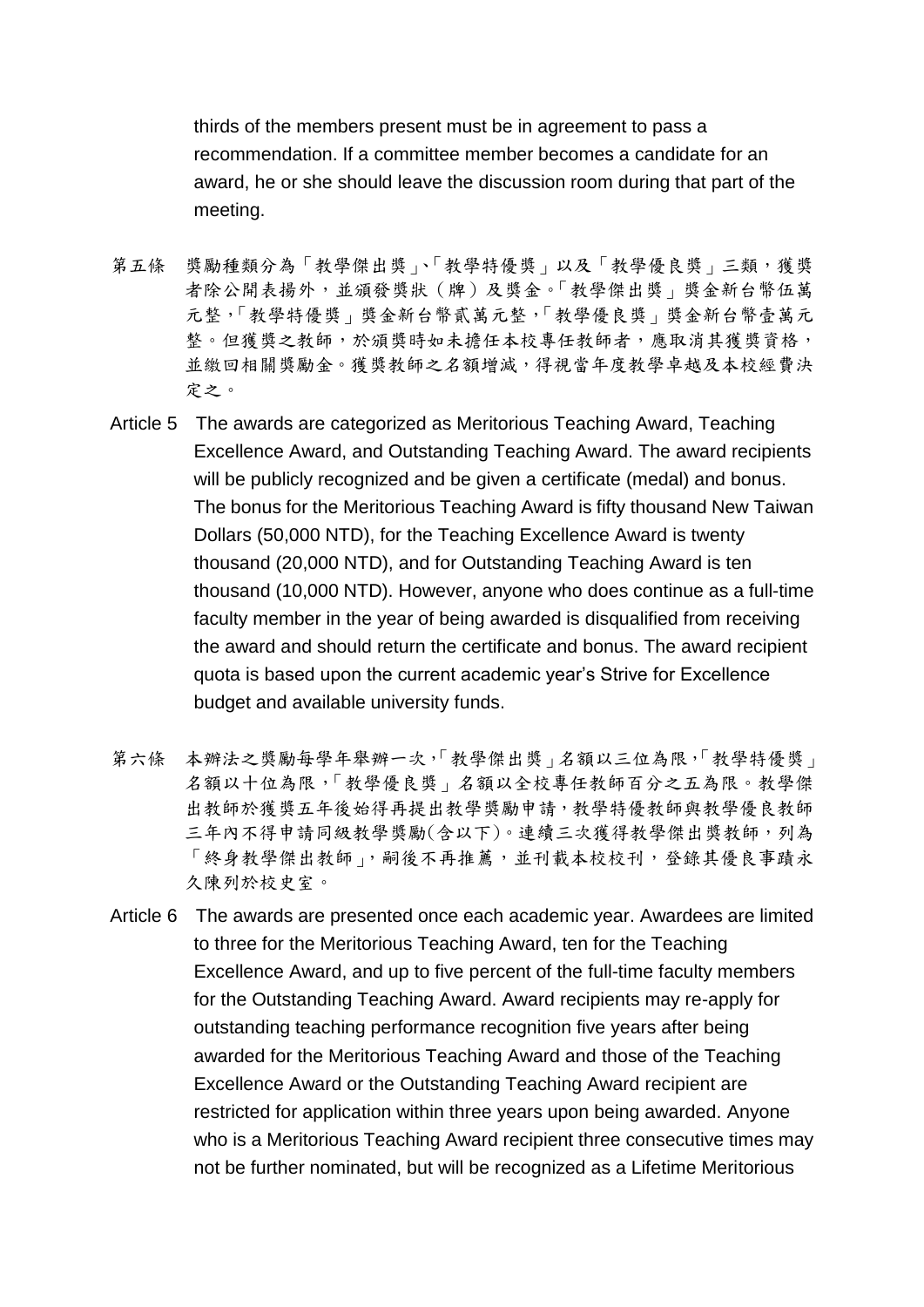thirds of the members present must be in agreement to pass a recommendation. If a committee member becomes a candidate for an award, he or she should leave the discussion room during that part of the meeting.

第五條　獎勵種類分為「教學傑出獎」、「教學特優獎」以及「教學優良獎」三類，獲獎者除公開表揚外，並須發獎狀（牌）及獎金。「教學傑出獎」獎金新台幣伍萬元整，「教學特優獎」獎金新台幣貳萬元整，「教學優良獎」獎金新台幣壹萬元整。但獲獎之教師，於頒獎時如未擔任本校專任教師者，應取消其獲獎資格，並繳回相關獎勵金。獲獎教師之名額增減，得視當年度教學卓越及本校經費決定之。

Article 5　The awards are categorized as Meritorious Teaching Award, Teaching Excellence Award, and Outstanding Teaching Award. The award recipients will be publicly recognized and be given a certificate (medal) and bonus. The bonus for the Meritorious Teaching Award is fifty thousand New Taiwan Dollars (50,000 NTD), for the Teaching Excellence Award is twenty thousand (20,000 NTD), and for Outstanding Teaching Award is ten thousand (10,000 NTD). However, anyone who does continue as a full-time faculty member in the year of being awarded is disqualified from receiving the award and should return the certificate and bonus. The award recipient quota is based upon the current academic year's Strive for Excellence budget and available university funds.

第六條　本辦法之獎勵每學年舉辦一次，「教學傑出獎」名額以三位為限，「教學特優獎」名額以十位為限，「教學優良獎」名額以全校專任教師百分之五為限。教學傑出教師於獲獎五年後始得再提出教學獎勵申請，教學特優教師與教學優良教師三年內不得申請同級教學獎勵(含以下)。連續三次獲得教學傑出獎教師，列為「終身教學傑出教師」，嗣後不再推薦，並刊載本校校刊，登錄其優良事蹟永久陳列於校史室。

Article 6　The awards are presented once each academic year. Awardees are limited to three for the Meritorious Teaching Award, ten for the Teaching Excellence Award, and up to five percent of the full-time faculty members for the Outstanding Teaching Award. Award recipients may re-apply for outstanding teaching performance recognition five years after being awarded for the Meritorious Teaching Award and those of the Teaching Excellence Award or the Outstanding Teaching Award recipient are restricted for application within three years upon being awarded. Anyone who is a Meritorious Teaching Award recipient three consecutive times may not be further nominated, but will be recognized as a Lifetime Meritorious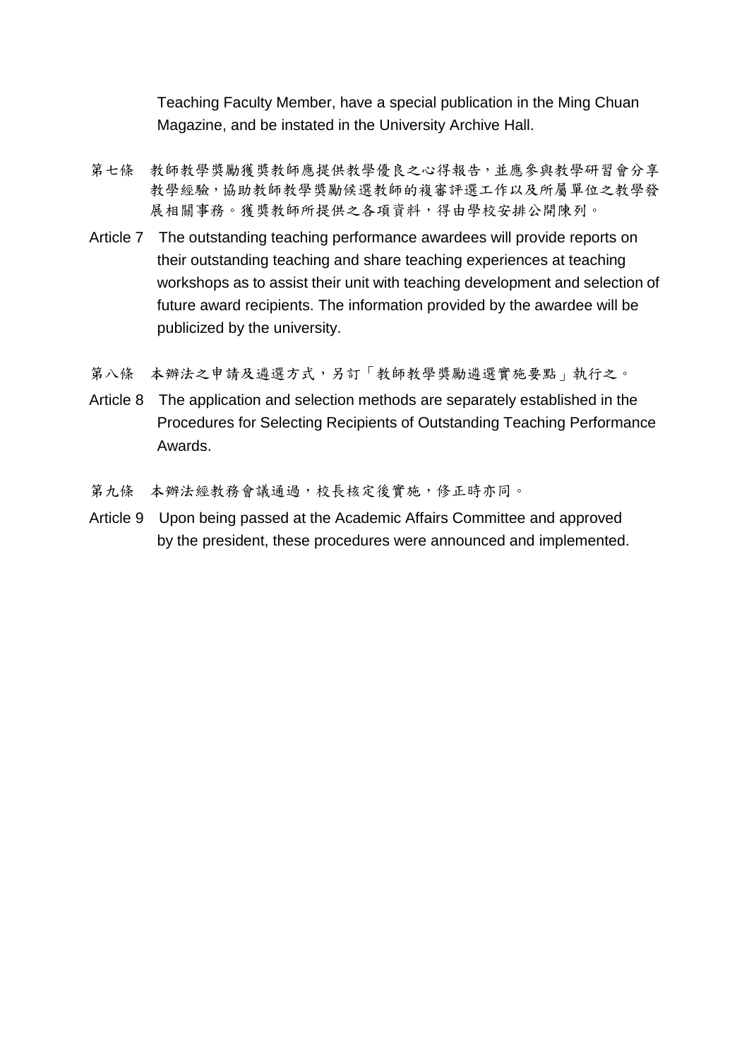Teaching Faculty Member, have a special publication in the Ming Chuan Magazine, and be instated in the University Archive Hall.

第七條　教師教學獎勵獲獎教師應提供教學優良之心得報告，並應參與教學研習會分享教學經驗，協助教師教學獎勵候選教師的複審評選工作以及所屬單位之教學發展相關事務。獲獎教師所提供之各項資料，得由學校安排公開陳列。

Article 7　The outstanding teaching performance awardees will provide reports on their outstanding teaching and share teaching experiences at teaching workshops as to assist their unit with teaching development and selection of future award recipients. The information provided by the awardee will be publicized by the university.

第八條　本辦法之申請及遴選方式，另訂「教師教學獎勵遴選實施要點」執行之。

Article 8　The application and selection methods are separately established in the Procedures for Selecting Recipients of Outstanding Teaching Performance Awards.

第九條　本辦法經教務會議通過，校長核定後實施，修正時亦同。

Article 9　Upon being passed at the Academic Affairs Committee and approved by the president, these procedures were announced and implemented.